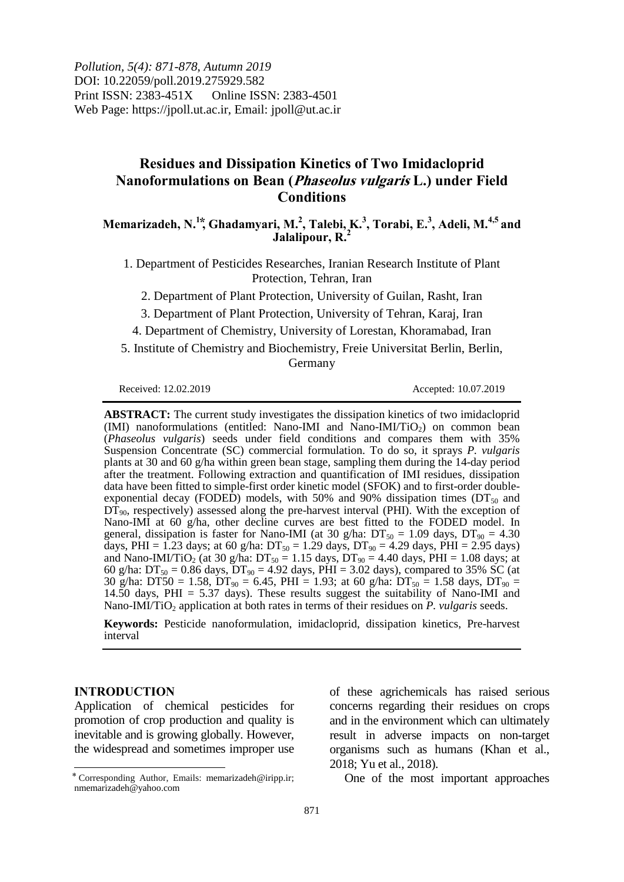*Pollution, 5(4): 871-878, Autumn 2019*
DOI: 10.22059/poll.2019.275929.582
Print ISSN: 2383-451X Online ISSN: 2383-4501
Web Page: https://jpoll.ut.ac.ir, Email: jpoll@ut.ac.ir

# Residues and Dissipation Kinetics of Two Imidacloprid Nanoformulations on Bean (*Phaseolus vulgaris* L.) under Field Conditions

**Memarizadeh, N.[1*], Ghadamyari, M.[2], Talebi, K.[3], Torabi, E.[3], Adeli, M.[4,5] and Jalalipour, R.[2]**

1. Department of Pesticides Researches, Iranian Research Institute of Plant Protection, Tehran, Iran
2. Department of Plant Protection, University of Guilan, Rasht, Iran
3. Department of Plant Protection, University of Tehran, Karaj, Iran
4. Department of Chemistry, University of Lorestan, Khoramabad, Iran
5. Institute of Chemistry and Biochemistry, Freie Universitat Berlin, Berlin, Germany

Received: 12.02.2019 Accepted: 10.07.2019

**ABSTRACT:** The current study investigates the dissipation kinetics of two imidacloprid (IMI) nanoformulations (entitled: Nano-IMI and Nano-IMI/$TiO_2$) on common bean (*Phaseolus vulgaris*) seeds under field conditions and compares them with 35% Suspension Concentrate (SC) commercial formulation. To do so, it sprays *P. vulgaris* plants at 30 and 60 g/ha within green bean stage, sampling them during the 14-day period after the treatment. Following extraction and quantification of IMI residues, dissipation data have been fitted to simple-first order kinetic model (SFOK) and to first-order double-exponential decay (FODED) models, with 50% and 90% dissipation times ($DT_{50}$ and $DT_{90}$, respectively) assessed along the pre-harvest interval (PHI). With the exception of Nano-IMI at 60 g/ha, other decline curves are best fitted to the FODED model. In general, dissipation is faster for Nano-IMI (at 30 g/ha: $DT_{50}$ = 1.09 days, $DT_{90}$ = 4.30 days, PHI = 1.23 days; at 60 g/ha: $DT_{50}$ = 1.29 days, $DT_{90}$ = 4.29 days, PHI = 2.95 days) and Nano-IMI/$TiO_2$ (at 30 g/ha: $DT_{50}$ = 1.15 days, $DT_{90}$ = 4.40 days, PHI = 1.08 days; at 60 g/ha: $DT_{50}$ = 0.86 days, $DT_{90}$ = 4.92 days, PHI = 3.02 days), compared to 35% SC (at 30 g/ha: DT50 = 1.58, $DT_{90}$ = 6.45, PHI = 1.93; at 60 g/ha: $DT_{50}$ = 1.58 days, $DT_{90}$ = 14.50 days, PHI = 5.37 days). These results suggest the suitability of Nano-IMI and Nano-IMI/$TiO_2$ application at both rates in terms of their residues on *P. vulgaris* seeds.

**Keywords:** Pesticide nanoformulation, imidacloprid, dissipation kinetics, Pre-harvest interval

## INTRODUCTION

Application of chemical pesticides for promotion of crop production and quality is inevitable and is growing globally. However, the widespread and sometimes improper use of these agrichemicals has raised serious concerns regarding their residues on crops and in the environment which can ultimately result in adverse impacts on non-target organisms such as humans (Khan et al., 2018; Yu et al., 2018).

One of the most important approaches

* Corresponding Author, Emails: memarizadeh@iripp.ir; nmemarizadeh@yahoo.com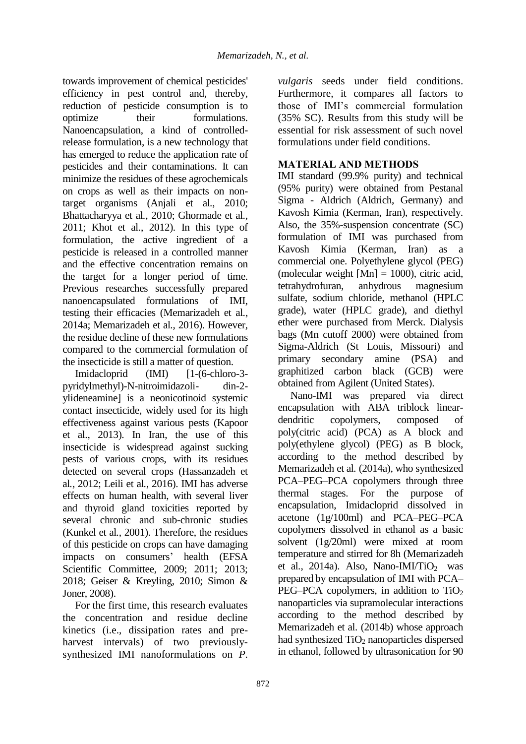towards improvement of chemical pesticides' efficiency in pest control and, thereby, reduction of pesticide consumption is to optimize their formulations. Nanoencapsulation, a kind of controlled-release formulation, is a new technology that has emerged to reduce the application rate of pesticides and their contaminations. It can minimize the residues of these agrochemicals on crops as well as their impacts on non-target organisms (Anjali et al., 2010; Bhattacharyya et al., 2010; Ghormade et al., 2011; Khot et al., 2012). In this type of formulation, the active ingredient of a pesticide is released in a controlled manner and the effective concentration remains on the target for a longer period of time. Previous researches successfully prepared nanoencapsulated formulations of IMI, testing their efficacies (Memarizadeh et al., 2014a; Memarizadeh et al., 2016). However, the residue decline of these new formulations compared to the commercial formulation of the insecticide is still a matter of question.

Imidacloprid (IMI) [1-(6-chloro-3-pyridylmethyl)-N-nitroimidazoli- din-2-ylideneamine] is a neonicotinoid systemic contact insecticide, widely used for its high effectiveness against various pests (Kapoor et al., 2013). In Iran, the use of this insecticide is widespread against sucking pests of various crops, with its residues detected on several crops (Hassanzadeh et al., 2012; Leili et al., 2016). IMI has adverse effects on human health, with several liver and thyroid gland toxicities reported by several chronic and sub-chronic studies (Kunkel et al., 2001). Therefore, the residues of this pesticide on crops can have damaging impacts on consumers' health (EFSA Scientific Committee, 2009; 2011; 2013; 2018; Geiser & Kreyling, 2010; Simon & Joner, 2008).

For the first time, this research evaluates the concentration and residue decline kinetics (i.e., dissipation rates and pre-harvest intervals) of two previously-synthesized IMI nanoformulations on *P. vulgaris* seeds under field conditions. Furthermore, it compares all factors to those of IMI's commercial formulation (35% SC). Results from this study will be essential for risk assessment of such novel formulations under field conditions.

## MATERIAL AND METHODS

IMI standard (99.9% purity) and technical (95% purity) were obtained from Pestanal Sigma - Aldrich (Aldrich, Germany) and Kavosh Kimia (Kerman, Iran), respectively. Also, the 35%-suspension concentrate (SC) formulation of IMI was purchased from Kavosh Kimia (Kerman, Iran) as a commercial one. Polyethylene glycol (PEG) (molecular weight [Mn] = 1000), citric acid, tetrahydrofuran, anhydrous magnesium sulfate, sodium chloride, methanol (HPLC grade), water (HPLC grade), and diethyl ether were purchased from Merck. Dialysis bags (Mn cutoff 2000) were obtained from Sigma-Aldrich (St Louis, Missouri) and primary secondary amine (PSA) and graphitized carbon black (GCB) were obtained from Agilent (United States).

Nano-IMI was prepared via direct encapsulation with ABA triblock linear-dendritic copolymers, composed of poly(citric acid) (PCA) as A block and poly(ethylene glycol) (PEG) as B block, according to the method described by Memarizadeh et al. (2014a), who synthesized PCA–PEG–PCA copolymers through three thermal stages. For the purpose of encapsulation, Imidacloprid dissolved in acetone (1g/100ml) and PCA–PEG–PCA copolymers dissolved in ethanol as a basic solvent (1g/20ml) were mixed at room temperature and stirred for 8h (Memarizadeh et al., 2014a). Also, Nano-IMI/$TiO_2$ was prepared by encapsulation of IMI with PCA–PEG–PCA copolymers, in addition to $TiO_2$ nanoparticles via supramolecular interactions according to the method described by Memarizadeh et al. (2014b) whose approach had synthesized $TiO_2$ nanoparticles dispersed in ethanol, followed by ultrasonication for 90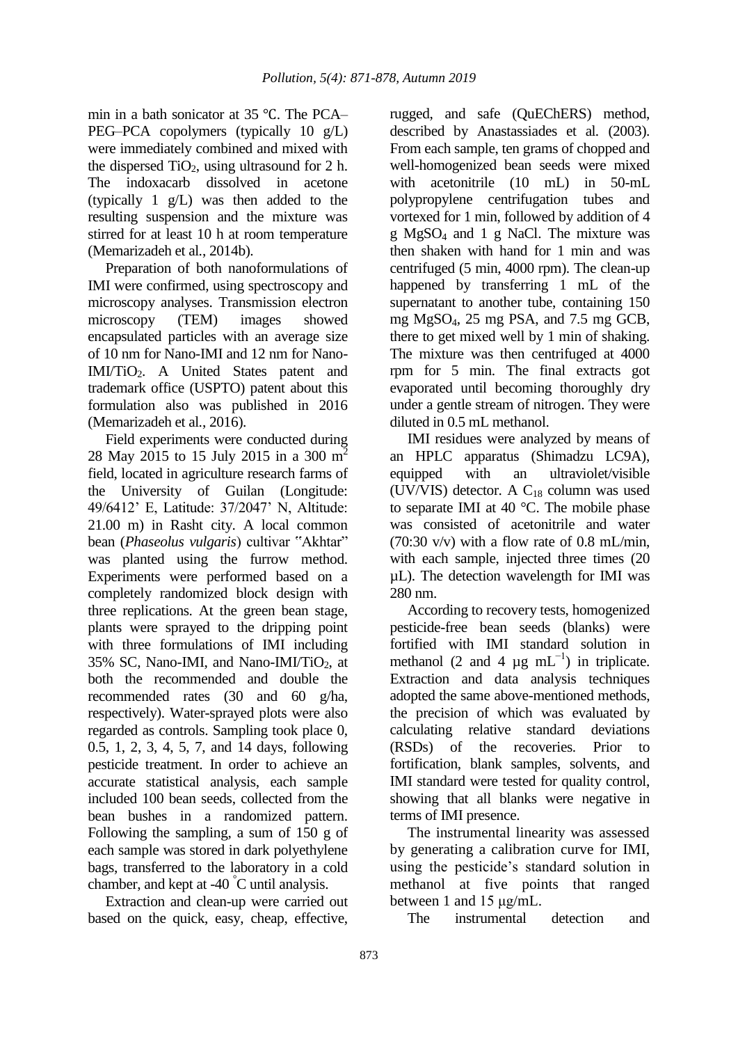min in a bath sonicator at 35 ℃. The PCA–PEG–PCA copolymers (typically 10 g/L) were immediately combined and mixed with the dispersed $TiO_2$, using ultrasound for 2 h. The indoxacarb dissolved in acetone (typically 1 g/L) was then added to the resulting suspension and the mixture was stirred for at least 10 h at room temperature (Memarizadeh et al., 2014b).

Preparation of both nanoformulations of IMI were confirmed, using spectroscopy and microscopy analyses. Transmission electron microscopy (TEM) images showed encapsulated particles with an average size of 10 nm for Nano-IMI and 12 nm for Nano-IMI/$TiO_2$. A United States patent and trademark office (USPTO) patent about this formulation also was published in 2016 (Memarizadeh et al., 2016).

Field experiments were conducted during 28 May 2015 to 15 July 2015 in a 300 $m^2$ field, located in agriculture research farms of the University of Guilan (Longitude: 49/6412' E, Latitude: 37/2047' N, Altitude: 21.00 m) in Rasht city. A local common bean (*Phaseolus vulgaris*) cultivar "Akhtar" was planted using the furrow method. Experiments were performed based on a completely randomized block design with three replications. At the green bean stage, plants were sprayed to the dripping point with three formulations of IMI including 35% SC, Nano-IMI, and Nano-IMI/$TiO_2$, at both the recommended and double the recommended rates (30 and 60 g/ha, respectively). Water-sprayed plots were also regarded as controls. Sampling took place 0, 0.5, 1, 2, 3, 4, 5, 7, and 14 days, following pesticide treatment. In order to achieve an accurate statistical analysis, each sample included 100 bean seeds, collected from the bean bushes in a randomized pattern. Following the sampling, a sum of 150 g of each sample was stored in dark polyethylene bags, transferred to the laboratory in a cold chamber, and kept at -40 °C until analysis.

Extraction and clean-up were carried out based on the quick, easy, cheap, effective, rugged, and safe (QuEChERS) method, described by Anastassiades et al. (2003). From each sample, ten grams of chopped and well-homogenized bean seeds were mixed with acetonitrile (10 mL) in 50-mL polypropylene centrifugation tubes and vortexed for 1 min, followed by addition of 4 g $MgSO_4$ and 1 g NaCl. The mixture was then shaken with hand for 1 min and was centrifuged (5 min, 4000 rpm). The clean-up happened by transferring 1 mL of the supernatant to another tube, containing 150 mg $MgSO_4$, 25 mg PSA, and 7.5 mg GCB, there to get mixed well by 1 min of shaking. The mixture was then centrifuged at 4000 rpm for 5 min. The final extracts got evaporated until becoming thoroughly dry under a gentle stream of nitrogen. They were diluted in 0.5 mL methanol.

IMI residues were analyzed by means of an HPLC apparatus (Shimadzu LC9A), equipped with an ultraviolet/visible (UV/VIS) detector. A $C_{18}$ column was used to separate IMI at 40 °C. The mobile phase was consisted of acetonitrile and water (70:30 v/v) with a flow rate of 0.8 mL/min, with each sample, injected three times (20 µL). The detection wavelength for IMI was 280 nm.

According to recovery tests, homogenized pesticide-free bean seeds (blanks) were fortified with IMI standard solution in methanol (2 and 4 µg $mL^{-1}$) in triplicate. Extraction and data analysis techniques adopted the same above-mentioned methods, the precision of which was evaluated by calculating relative standard deviations (RSDs) of the recoveries. Prior to fortification, blank samples, solvents, and IMI standard were tested for quality control, showing that all blanks were negative in terms of IMI presence.

The instrumental linearity was assessed by generating a calibration curve for IMI, using the pesticide's standard solution in methanol at five points that ranged between 1 and 15 µg/mL.

The instrumental detection and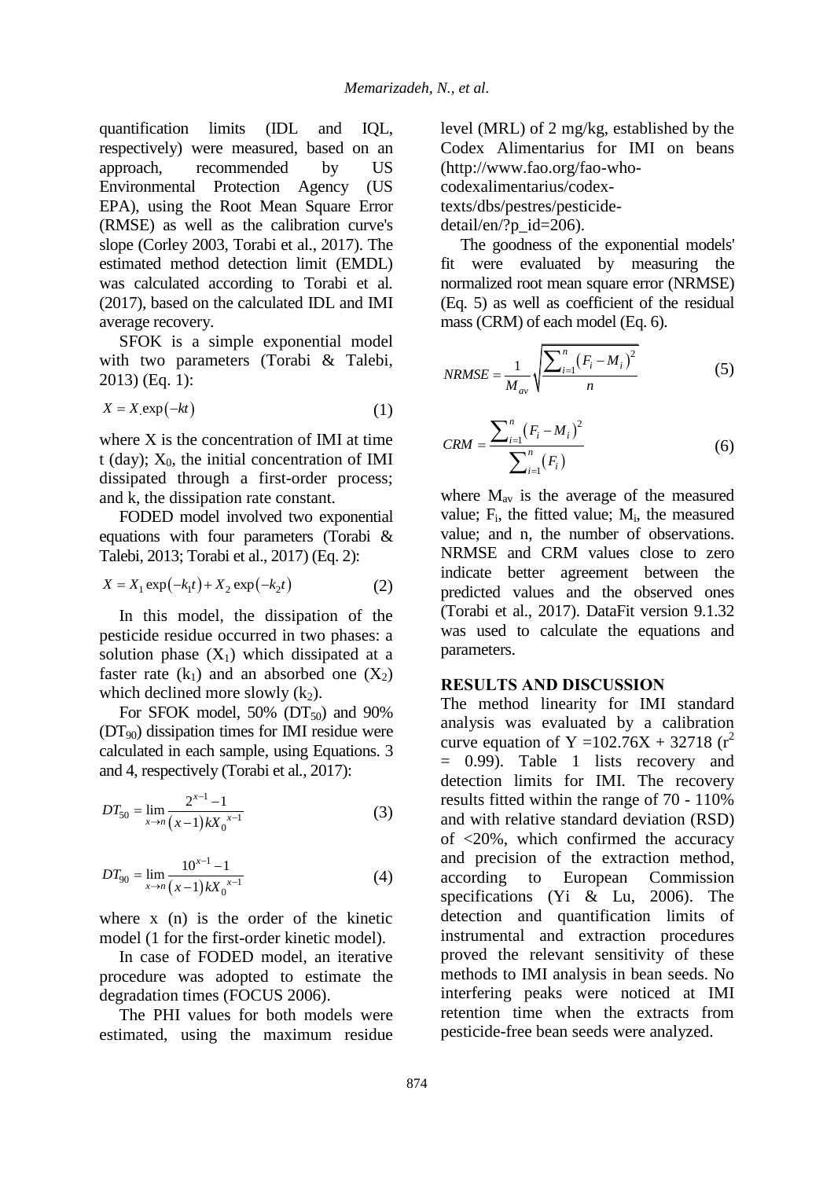quantification limits (IDL and IQL, respectively) were measured, based on an approach, recommended by US Environmental Protection Agency (US EPA), using the Root Mean Square Error (RMSE) as well as the calibration curve's slope (Corley 2003, Torabi et al., 2017). The estimated method detection limit (EMDL) was calculated according to Torabi et al. (2017), based on the calculated IDL and IMI average recovery.

SFOK is a simple exponential model with two parameters (Torabi & Talebi, 2013) (Eq. 1):

$$X = X_{.}\exp(-kt) \tag{1}$$

where X is the concentration of IMI at time t (day); $X_0$, the initial concentration of IMI dissipated through a first-order process; and k, the dissipation rate constant.

FODED model involved two exponential equations with four parameters (Torabi & Talebi, 2013; Torabi et al., 2017) (Eq. 2):

$$X = X_1\exp(-k_1t) + X_2\exp(-k_2t) \tag{2}$$

In this model, the dissipation of the pesticide residue occurred in two phases: a solution phase ($X_1$) which dissipated at a faster rate ($k_1$) and an absorbed one ($X_2$) which declined more slowly ($k_2$).

For SFOK model, 50% ($DT_{50}$) and 90% ($DT_{90}$) dissipation times for IMI residue were calculated in each sample, using Equations. 3 and 4, respectively (Torabi et al., 2017):

$$DT_{50} = \lim_{x \to n} \frac{2^{x-1} - 1}{(x-1)kX_0^{\,x-1}} \tag{3}$$

$$DT_{90} = \lim_{x \to n} \frac{10^{x-1} - 1}{(x-1)kX_0^{\,x-1}} \tag{4}$$

where x (n) is the order of the kinetic model (1 for the first-order kinetic model).

In case of FODED model, an iterative procedure was adopted to estimate the degradation times (FOCUS 2006).

The PHI values for both models were estimated, using the maximum residue level (MRL) of 2 mg/kg, established by the Codex Alimentarius for IMI on beans (http://www.fao.org/fao-who-codexalimentarius/codex-texts/dbs/pestres/pesticide-detail/en/?p_id=206).

The goodness of the exponential models' fit were evaluated by measuring the normalized root mean square error (NRMSE) (Eq. 5) as well as coefficient of the residual mass (CRM) of each model (Eq. 6).

$$NRMSE = \frac{1}{M_{av}}\sqrt{\frac{\sum_{i=1}^{n}(F_i - M_i)^2}{n}} \tag{5}$$

$$CRM = \frac{\sum_{i=1}^{n}(F_i - M_i)^2}{\sum_{i=1}^{n}(F_i)} \tag{6}$$

where $M_{av}$ is the average of the measured value; $F_i$, the fitted value; $M_i$, the measured value; and n, the number of observations. NRMSE and CRM values close to zero indicate better agreement between the predicted values and the observed ones (Torabi et al., 2017). DataFit version 9.1.32 was used to calculate the equations and parameters.

## RESULTS AND DISCUSSION

The method linearity for IMI standard analysis was evaluated by a calibration curve equation of Y =102.76X + 32718 ($r^2$ = 0.99). Table 1 lists recovery and detection limits for IMI. The recovery results fitted within the range of 70 - 110% and with relative standard deviation (RSD) of <20%, which confirmed the accuracy and precision of the extraction method, according to European Commission specifications (Yi & Lu, 2006). The detection and quantification limits of instrumental and extraction procedures proved the relevant sensitivity of these methods to IMI analysis in bean seeds. No interfering peaks were noticed at IMI retention time when the extracts from pesticide-free bean seeds were analyzed.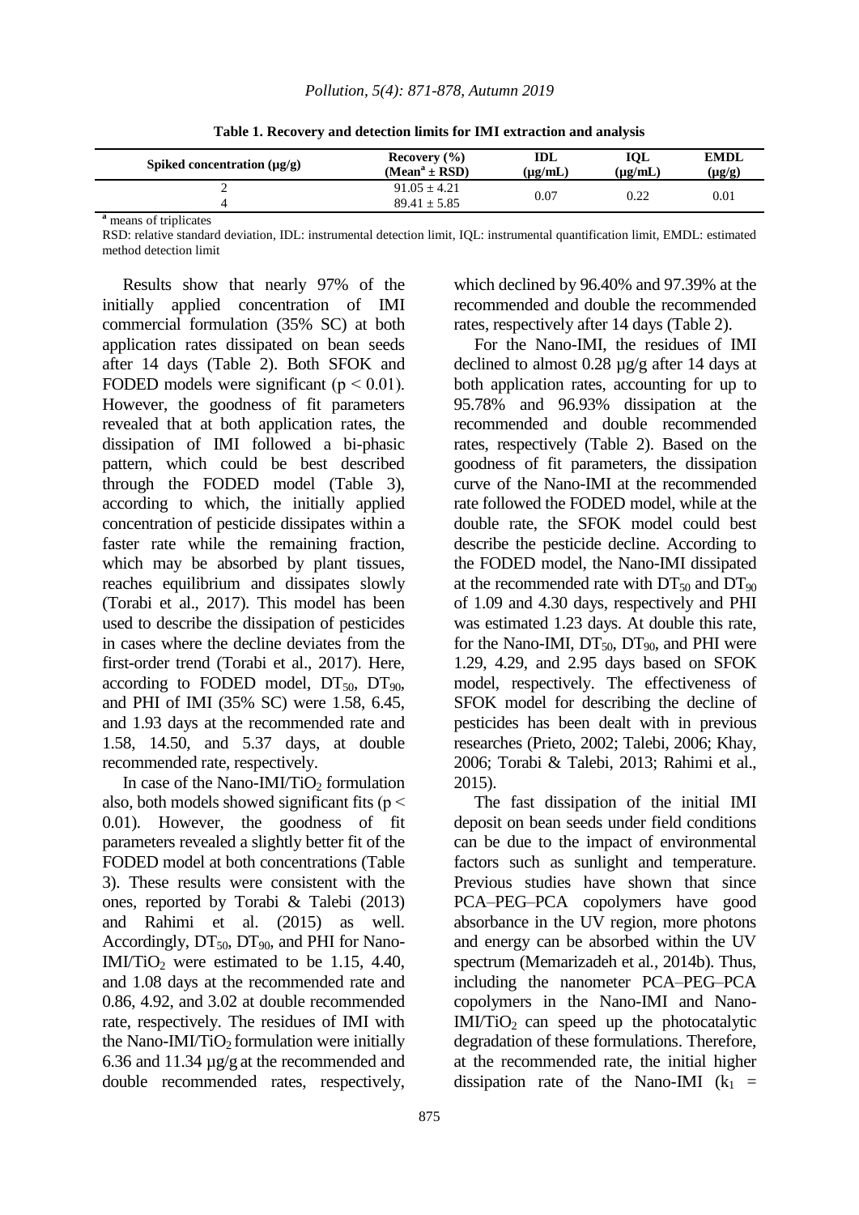**Table 1. Recovery and detection limits for IMI extraction and analysis**

| Spiked concentration (µg/g) | Recovery (%) (Mean[a] ± RSD) | IDL (µg/mL) | IQL (µg/mL) | EMDL (µg/g) |
|---|---|---|---|---|
| 2 | 91.05 ± 4.21 | 0.07 | 0.22 | 0.01 |
| 4 | 89.41 ± 5.85 | | | |

[a] means of triplicates

RSD: relative standard deviation, IDL: instrumental detection limit, IQL: instrumental quantification limit, EMDL: estimated method detection limit

Results show that nearly 97% of the initially applied concentration of IMI commercial formulation (35% SC) at both application rates dissipated on bean seeds after 14 days (Table 2). Both SFOK and FODED models were significant ($p < 0.01$). However, the goodness of fit parameters revealed that at both application rates, the dissipation of IMI followed a bi-phasic pattern, which could be best described through the FODED model (Table 3), according to which, the initially applied concentration of pesticide dissipates within a faster rate while the remaining fraction, which may be absorbed by plant tissues, reaches equilibrium and dissipates slowly (Torabi et al., 2017). This model has been used to describe the dissipation of pesticides in cases where the decline deviates from the first-order trend (Torabi et al., 2017). Here, according to FODED model, $DT_{50}$, $DT_{90}$, and PHI of IMI (35% SC) were 1.58, 6.45, and 1.93 days at the recommended rate and 1.58, 14.50, and 5.37 days, at double recommended rate, respectively.

In case of the Nano-IMI/$TiO_2$ formulation also, both models showed significant fits ($p < 0.01$). However, the goodness of fit parameters revealed a slightly better fit of the FODED model at both concentrations (Table 3). These results were consistent with the ones, reported by Torabi & Talebi (2013) and Rahimi et al. (2015) as well. Accordingly, $DT_{50}$, $DT_{90}$, and PHI for Nano-IMI/$TiO_2$ were estimated to be 1.15, 4.40, and 1.08 days at the recommended rate and 0.86, 4.92, and 3.02 at double recommended rate, respectively. The residues of IMI with the Nano-IMI/$TiO_2$ formulation were initially 6.36 and 11.34 µg/g at the recommended and double recommended rates, respectively, which declined by 96.40% and 97.39% at the recommended and double the recommended rates, respectively after 14 days (Table 2).

For the Nano-IMI, the residues of IMI declined to almost 0.28 µg/g after 14 days at both application rates, accounting for up to 95.78% and 96.93% dissipation at the recommended and double recommended rates, respectively (Table 2). Based on the goodness of fit parameters, the dissipation curve of the Nano-IMI at the recommended rate followed the FODED model, while at the double rate, the SFOK model could best describe the pesticide decline. According to the FODED model, the Nano-IMI dissipated at the recommended rate with $DT_{50}$ and $DT_{90}$ of 1.09 and 4.30 days, respectively and PHI was estimated 1.23 days. At double this rate, for the Nano-IMI, $DT_{50}$, $DT_{90}$, and PHI were 1.29, 4.29, and 2.95 days based on SFOK model, respectively. The effectiveness of SFOK model for describing the decline of pesticides has been dealt with in previous researches (Prieto, 2002; Talebi, 2006; Khay, 2006; Torabi & Talebi, 2013; Rahimi et al., 2015).

The fast dissipation of the initial IMI deposit on bean seeds under field conditions can be due to the impact of environmental factors such as sunlight and temperature. Previous studies have shown that since PCA–PEG–PCA copolymers have good absorbance in the UV region, more photons and energy can be absorbed within the UV spectrum (Memarizadeh et al., 2014b). Thus, including the nanometer PCA–PEG–PCA copolymers in the Nano-IMI and Nano-IMI/$TiO_2$ can speed up the photocatalytic degradation of these formulations. Therefore, at the recommended rate, the initial higher dissipation rate of the Nano-IMI ($k_1$ =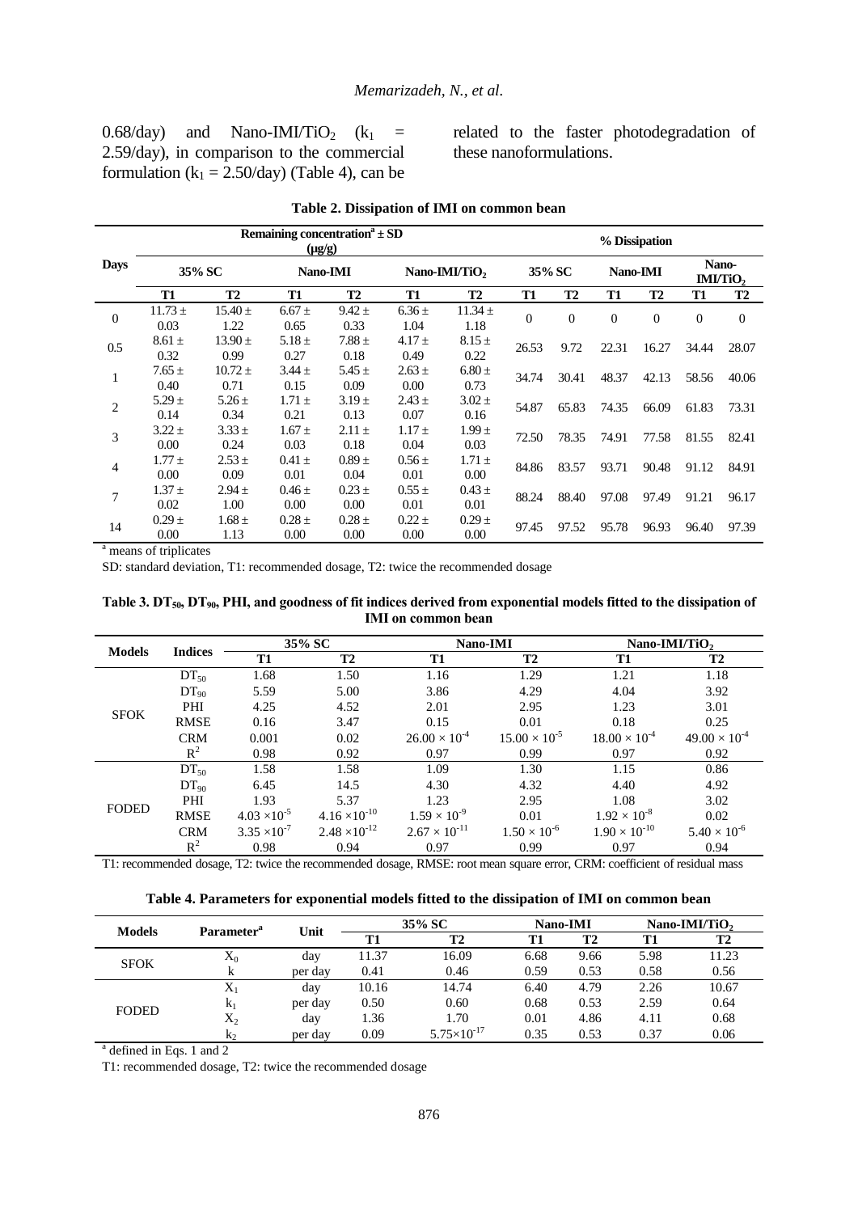0.68/day) and Nano-IMI/$TiO_2$ ($k_1$ = 2.59/day), in comparison to the commercial formulation ($k_1$ = 2.50/day) (Table 4), can be related to the faster photodegradation of these nanoformulations.

**Table 2. Dissipation of IMI on common bean**

| Days | Remaining concentration[a] ± SD (µg/g) | | | | | | % Dissipation | | | | | |
|---|---|---|---|---|---|---|---|---|---|---|---|---|
| | 35% SC | | Nano-IMI | | Nano-IMI/$TiO_2$ | | 35% SC | | Nano-IMI | | Nano-IMI/$TiO_2$ | |
| | T1 | T2 | T1 | T2 | T1 | T2 | T1 | T2 | T1 | T2 | T1 | T2 |
| 0 | 11.73 ± 0.03 | 15.40 ± 1.22 | 6.67 ± 0.65 | 9.42 ± 0.33 | 6.36 ± 1.04 | 11.34 ± 1.18 | 0 | 0 | 0 | 0 | 0 | 0 |
| 0.5 | 8.61 ± 0.32 | 13.90 ± 0.99 | 5.18 ± 0.27 | 7.88 ± 0.18 | 4.17 ± 0.49 | 8.15 ± 0.22 | 26.53 | 9.72 | 22.31 | 16.27 | 34.44 | 28.07 |
| 1 | 7.65 ± 0.40 | 10.72 ± 0.71 | 3.44 ± 0.15 | 5.45 ± 0.09 | 2.63 ± 0.00 | 6.80 ± 0.73 | 34.74 | 30.41 | 48.37 | 42.13 | 58.56 | 40.06 |
| 2 | 5.29 ± 0.14 | 5.26 ± 0.34 | 1.71 ± 0.21 | 3.19 ± 0.13 | 2.43 ± 0.07 | 3.02 ± 0.16 | 54.87 | 65.83 | 74.35 | 66.09 | 61.83 | 73.31 |
| 3 | 3.22 ± 0.00 | 3.33 ± 0.24 | 1.67 ± 0.03 | 2.11 ± 0.18 | 1.17 ± 0.04 | 1.99 ± 0.03 | 72.50 | 78.35 | 74.91 | 77.58 | 81.55 | 82.41 |
| 4 | 1.77 ± 0.00 | 2.53 ± 0.09 | 0.41 ± 0.01 | 0.89 ± 0.04 | 0.56 ± 0.01 | 1.71 ± 0.00 | 84.86 | 83.57 | 93.71 | 90.48 | 91.12 | 84.91 |
| 7 | 1.37 ± 0.02 | 2.94 ± 1.00 | 0.46 ± 0.00 | 0.23 ± 0.00 | 0.55 ± 0.01 | 0.43 ± 0.01 | 88.24 | 88.40 | 97.08 | 97.49 | 91.21 | 96.17 |
| 14 | 0.29 ± 0.00 | 1.68 ± 1.13 | 0.28 ± 0.00 | 0.28 ± 0.00 | 0.22 ± 0.00 | 0.29 ± 0.00 | 97.45 | 97.52 | 95.78 | 96.93 | 96.40 | 97.39 |

[a] means of triplicates

SD: standard deviation, T1: recommended dosage, T2: twice the recommended dosage

**Table 3. $DT_{50}$, $DT_{90}$, PHI, and goodness of fit indices derived from exponential models fitted to the dissipation of IMI on common bean**

| Models | Indices | 35% SC | | Nano-IMI | | Nano-IMI/$TiO_2$ | |
|---|---|---|---|---|---|---|---|
| | | T1 | T2 | T1 | T2 | T1 | T2 |
| SFOK | $DT_{50}$ | 1.68 | 1.50 | 1.16 | 1.29 | 1.21 | 1.18 |
| | $DT_{90}$ | 5.59 | 5.00 | 3.86 | 4.29 | 4.04 | 3.92 |
| | PHI | 4.25 | 4.52 | 2.01 | 2.95 | 1.23 | 3.01 |
| | RMSE | 0.16 | 3.47 | 0.15 | 0.01 | 0.18 | 0.25 |
| | CRM | 0.001 | 0.02 | $26.00 \times 10^{-4}$ | $15.00 \times 10^{-5}$ | $18.00 \times 10^{-4}$ | $49.00 \times 10^{-4}$ |
| | $R^2$ | 0.98 | 0.92 | 0.97 | 0.99 | 0.97 | 0.92 |
| FODED | $DT_{50}$ | 1.58 | 1.58 | 1.09 | 1.30 | 1.15 | 0.86 |
| | $DT_{90}$ | 6.45 | 14.5 | 4.30 | 4.32 | 4.40 | 4.92 |
| | PHI | 1.93 | 5.37 | 1.23 | 2.95 | 1.08 | 3.02 |
| | RMSE | $4.03 \times 10^{-5}$ | $4.16 \times 10^{-10}$ | $1.59 \times 10^{-9}$ | 0.01 | $1.92 \times 10^{-8}$ | 0.02 |
| | CRM | $3.35 \times 10^{-7}$ | $2.48 \times 10^{-12}$ | $2.67 \times 10^{-11}$ | $1.50 \times 10^{-6}$ | $1.90 \times 10^{-10}$ | $5.40 \times 10^{-6}$ |
| | $R^2$ | 0.98 | 0.94 | 0.97 | 0.99 | 0.97 | 0.94 |

T1: recommended dosage, T2: twice the recommended dosage, RMSE: root mean square error, CRM: coefficient of residual mass

**Table 4. Parameters for exponential models fitted to the dissipation of IMI on common bean**

| Models | Parameter[a] | Unit | 35% SC | | Nano-IMI | | Nano-IMI/$TiO_2$ | |
|---|---|---|---|---|---|---|---|---|
| | | | T1 | T2 | T1 | T2 | T1 | T2 |
| SFOK | $X_0$ | day | 11.37 | 16.09 | 6.68 | 9.66 | 5.98 | 11.23 |
| | k | per day | 0.41 | 0.46 | 0.59 | 0.53 | 0.58 | 0.56 |
| FODED | $X_1$ | day | 10.16 | 14.74 | 6.40 | 4.79 | 2.26 | 10.67 |
| | $k_1$ | per day | 0.50 | 0.60 | 0.68 | 0.53 | 2.59 | 0.64 |
| | $X_2$ | day | 1.36 | 1.70 | 0.01 | 4.86 | 4.11 | 0.68 |
| | $k_2$ | per day | 0.09 | $5.75 \times 10^{-17}$ | 0.35 | 0.53 | 0.37 | 0.06 |

[a] defined in Eqs. 1 and 2

T1: recommended dosage, T2: twice the recommended dosage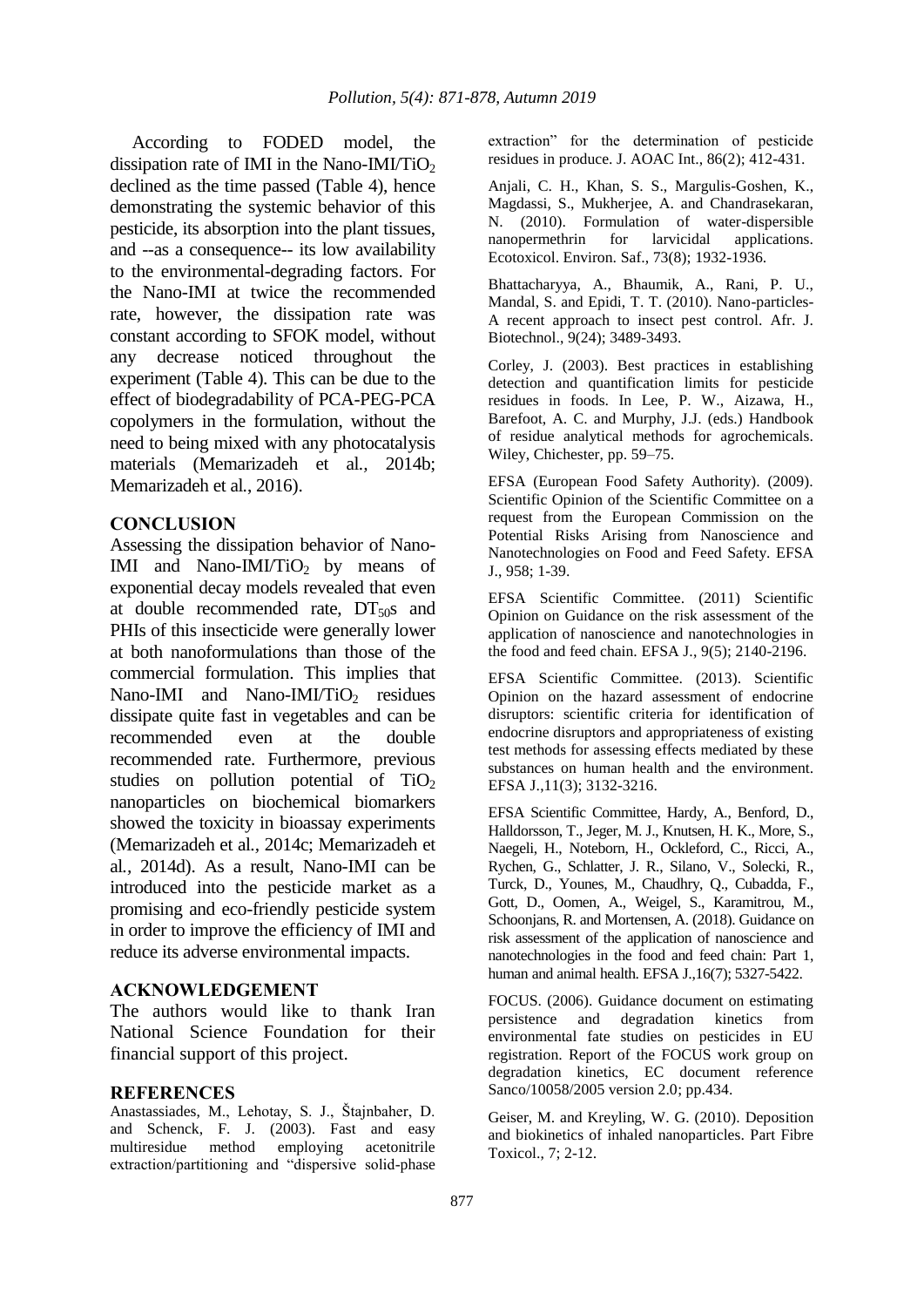According to FODED model, the dissipation rate of IMI in the Nano-IMI/$TiO_2$ declined as the time passed (Table 4), hence demonstrating the systemic behavior of this pesticide, its absorption into the plant tissues, and --as a consequence-- its low availability to the environmental-degrading factors. For the Nano-IMI at twice the recommended rate, however, the dissipation rate was constant according to SFOK model, without any decrease noticed throughout the experiment (Table 4). This can be due to the effect of biodegradability of PCA-PEG-PCA copolymers in the formulation, without the need to being mixed with any photocatalysis materials (Memarizadeh et al., 2014b; Memarizadeh et al., 2016).

## CONCLUSION

Assessing the dissipation behavior of Nano-IMI and Nano-IMI/$TiO_2$ by means of exponential decay models revealed that even at double recommended rate, $DT_{50}$s and PHIs of this insecticide were generally lower at both nanoformulations than those of the commercial formulation. This implies that Nano-IMI and Nano-IMI/$TiO_2$ residues dissipate quite fast in vegetables and can be recommended even at the double recommended rate. Furthermore, previous studies on pollution potential of $TiO_2$ nanoparticles on biochemical biomarkers showed the toxicity in bioassay experiments (Memarizadeh et al., 2014c; Memarizadeh et al., 2014d). As a result, Nano-IMI can be introduced into the pesticide market as a promising and eco-friendly pesticide system in order to improve the efficiency of IMI and reduce its adverse environmental impacts.

## ACKNOWLEDGEMENT

The authors would like to thank Iran National Science Foundation for their financial support of this project.

## REFERENCES

Anastassiades, M., Lehotay, S. J., Štajnbaher, D. and Schenck, F. J. (2003). Fast and easy multiresidue method employing acetonitrile extraction/partitioning and "dispersive solid-phase extraction" for the determination of pesticide residues in produce. J. AOAC Int., 86(2); 412-431.

Anjali, C. H., Khan, S. S., Margulis-Goshen, K., Magdassi, S., Mukherjee, A. and Chandrasekaran, N. (2010). Formulation of water-dispersible nanopermethrin for larvicidal applications. Ecotoxicol. Environ. Saf., 73(8); 1932-1936.

Bhattacharyya, A., Bhaumik, A., Rani, P. U., Mandal, S. and Epidi, T. T. (2010). Nano-particles-A recent approach to insect pest control. Afr. J. Biotechnol., 9(24); 3489-3493.

Corley, J. (2003). Best practices in establishing detection and quantification limits for pesticide residues in foods. In Lee, P. W., Aizawa, H., Barefoot, A. C. and Murphy, J.J. (eds.) Handbook of residue analytical methods for agrochemicals. Wiley, Chichester, pp. 59–75.

EFSA (European Food Safety Authority). (2009). Scientific Opinion of the Scientific Committee on a request from the European Commission on the Potential Risks Arising from Nanoscience and Nanotechnologies on Food and Feed Safety. EFSA J., 958; 1-39.

EFSA Scientific Committee. (2011) Scientific Opinion on Guidance on the risk assessment of the application of nanoscience and nanotechnologies in the food and feed chain. EFSA J., 9(5); 2140-2196.

EFSA Scientific Committee. (2013). Scientific Opinion on the hazard assessment of endocrine disruptors: scientific criteria for identification of endocrine disruptors and appropriateness of existing test methods for assessing effects mediated by these substances on human health and the environment. EFSA J.,11(3); 3132-3216.

EFSA Scientific Committee, Hardy, A., Benford, D., Halldorsson, T., Jeger, M. J., Knutsen, H. K., More, S., Naegeli, H., Noteborn, H., Ockleford, C., Ricci, A., Rychen, G., Schlatter, J. R., Silano, V., Solecki, R., Turck, D., Younes, M., Chaudhry, Q., Cubadda, F., Gott, D., Oomen, A., Weigel, S., Karamitrou, M., Schoonjans, R. and Mortensen, A. (2018). Guidance on risk assessment of the application of nanoscience and nanotechnologies in the food and feed chain: Part 1, human and animal health. EFSA J.,16(7); 5327-5422.

FOCUS. (2006). Guidance document on estimating persistence and degradation kinetics from environmental fate studies on pesticides in EU registration. Report of the FOCUS work group on degradation kinetics, EC document reference Sanco/10058/2005 version 2.0; pp.434.

Geiser, M. and Kreyling, W. G. (2010). Deposition and biokinetics of inhaled nanoparticles. Part Fibre Toxicol., 7; 2-12.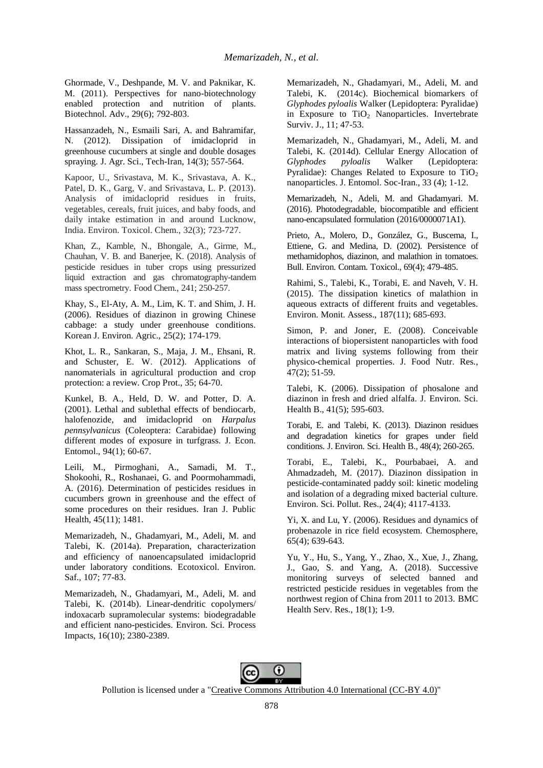Ghormade, V., Deshpande, M. V. and Paknikar, K. M. (2011). Perspectives for nano-biotechnology enabled protection and nutrition of plants. Biotechnol. Adv., 29(6); 792-803.

Hassanzadeh, N., Esmaili Sari, A. and Bahramifar, N. (2012). Dissipation of imidacloprid in greenhouse cucumbers at single and double dosages spraying. J. Agr. Sci., Tech-Iran, 14(3); 557-564.

Kapoor, U., Srivastava, M. K., Srivastava, A. K., Patel, D. K., Garg, V. and Srivastava, L. P. (2013). Analysis of imidacloprid residues in fruits, vegetables, cereals, fruit juices, and baby foods, and daily intake estimation in and around Lucknow, India. Environ. Toxicol. Chem., 32(3); 723-727.

Khan, Z., Kamble, N., Bhongale, A., Girme, M., Chauhan, V. B. and Banerjee, K. (2018). Analysis of pesticide residues in tuber crops using pressurized liquid extraction and gas chromatography-tandem mass spectrometry. Food Chem., 241; 250-257.

Khay, S., El-Aty, A. M., Lim, K. T. and Shim, J. H. (2006). Residues of diazinon in growing Chinese cabbage: a study under greenhouse conditions. Korean J. Environ. Agric., 25(2); 174-179.

Khot, L. R., Sankaran, S., Maja, J. M., Ehsani, R. and Schuster, E. W. (2012). Applications of nanomaterials in agricultural production and crop protection: a review. Crop Prot., 35; 64-70.

Kunkel, B. A., Held, D. W. and Potter, D. A. (2001). Lethal and sublethal effects of bendiocarb, halofenozide, and imidacloprid on *Harpalus pennsylvanicus* (Coleoptera: Carabidae) following different modes of exposure in turfgrass. J. Econ. Entomol., 94(1); 60-67.

Leili, M., Pirmoghani, A., Samadi, M. T., Shokoohi, R., Roshanaei, G. and Poormohammadi, A. (2016). Determination of pesticides residues in cucumbers grown in greenhouse and the effect of some procedures on their residues. Iran J. Public Health, 45(11); 1481.

Memarizadeh, N., Ghadamyari, M., Adeli, M. and Talebi, K. (2014a). Preparation, characterization and efficiency of nanoencapsulated imidacloprid under laboratory conditions. Ecotoxicol. Environ. Saf., 107; 77-83.

Memarizadeh, N., Ghadamyari, M., Adeli, M. and Talebi, K. (2014b). Linear-dendritic copolymers/ indoxacarb supramolecular systems: biodegradable and efficient nano-pesticides. Environ. Sci. Process Impacts, 16(10); 2380-2389.

Memarizadeh, N., Ghadamyari, M., Adeli, M. and Talebi, K. (2014c). Biochemical biomarkers of *Glyphodes pyloalis* Walker (Lepidoptera: Pyralidae) in Exposure to $TiO_2$ Nanoparticles. Invertebrate Surviv. J., 11; 47-53.

Memarizadeh, N., Ghadamyari, M., Adeli, M. and Talebi, K. (2014d). Cellular Energy Allocation of *Glyphodes pyloalis* Walker (Lepidoptera: Pyralidae): Changes Related to Exposure to $TiO_2$ nanoparticles. J. Entomol. Soc-Iran., 33 (4); 1-12.

Memarizadeh, N., Adeli, M. and Ghadamyari. M. (2016). Photodegradable, biocompatible and efficient nano-encapsulated formulation (2016/0000071A1).

Prieto, A., Molero, D., González, G., Buscema, I., Ettiene, G. and Medina, D. (2002). Persistence of methamidophos, diazinon, and malathion in tomatoes. Bull. Environ. Contam. Toxicol., 69(4); 479-485.

Rahimi, S., Talebi, K., Torabi, E. and Naveh, V. H. (2015). The dissipation kinetics of malathion in aqueous extracts of different fruits and vegetables. Environ. Monit. Assess., 187(11); 685-693.

Simon, P. and Joner, E. (2008). Conceivable interactions of biopersistent nanoparticles with food matrix and living systems following from their physico-chemical properties. J. Food Nutr. Res., 47(2); 51-59.

Talebi, K. (2006). Dissipation of phosalone and diazinon in fresh and dried alfalfa. J. Environ. Sci. Health B., 41(5); 595-603.

Torabi, E. and Talebi, K. (2013). Diazinon residues and degradation kinetics for grapes under field conditions. J. Environ. Sci. Health B., 48(4); 260-265.

Torabi, E., Talebi, K., Pourbabaei, A. and Ahmadzadeh, M. (2017). Diazinon dissipation in pesticide-contaminated paddy soil: kinetic modeling and isolation of a degrading mixed bacterial culture. Environ. Sci. Pollut. Res., 24(4); 4117-4133.

Yi, X. and Lu, Y. (2006). Residues and dynamics of probenazole in rice field ecosystem. Chemosphere, 65(4); 639-643.

Yu, Y., Hu, S., Yang, Y., Zhao, X., Xue, J., Zhang, J., Gao, S. and Yang, A. (2018). Successive monitoring surveys of selected banned and restricted pesticide residues in vegetables from the northwest region of China from 2011 to 2013. BMC Health Serv. Res., 18(1); 1-9.

Pollution is licensed under a "Creative Commons Attribution 4.0 International (CC-BY 4.0)"